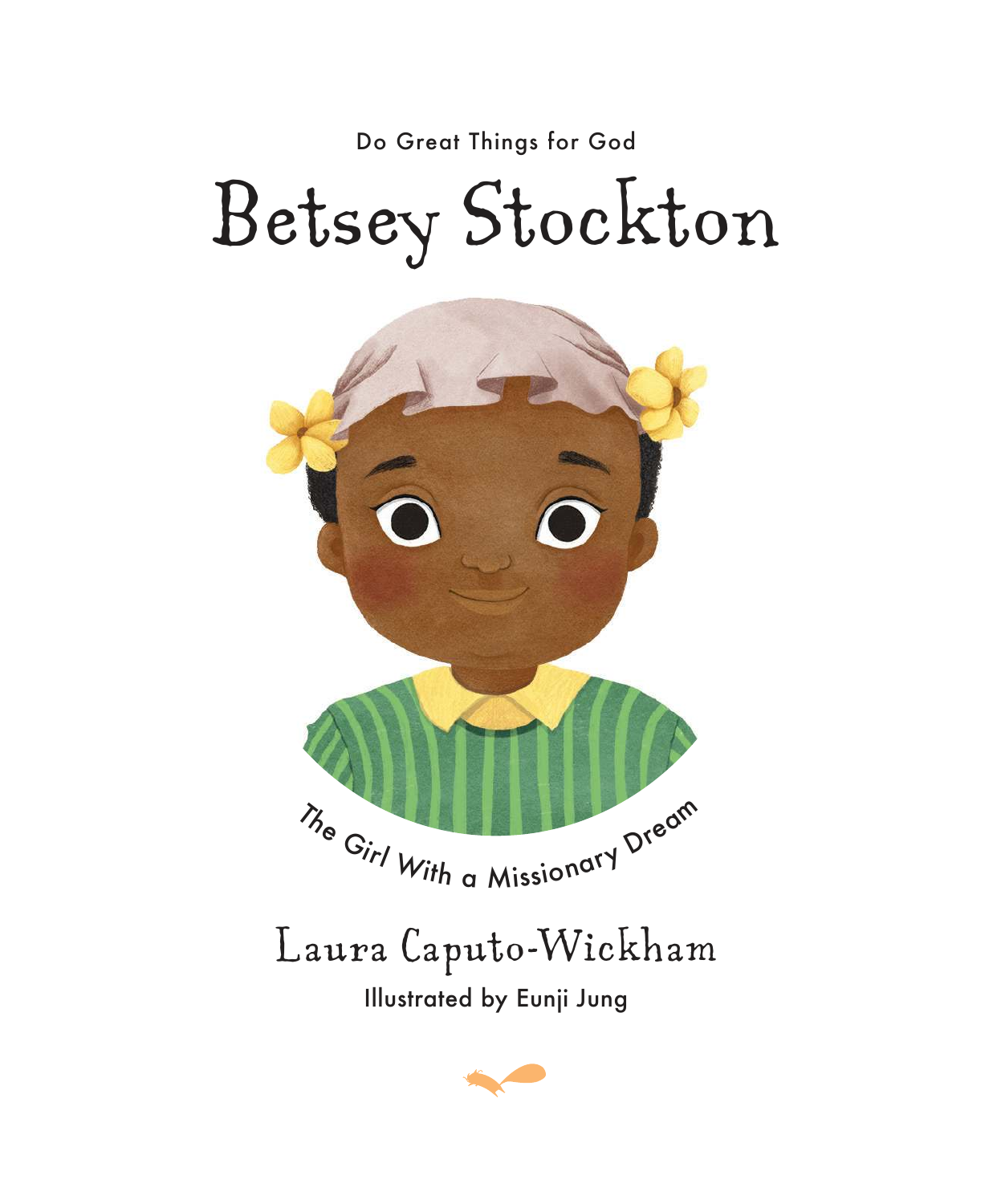Do Great Things for God

# Betsey Stockton

The Girl With a Missionary Dream

Laura Caputo-Wickham

Illustrated by Eunji Jung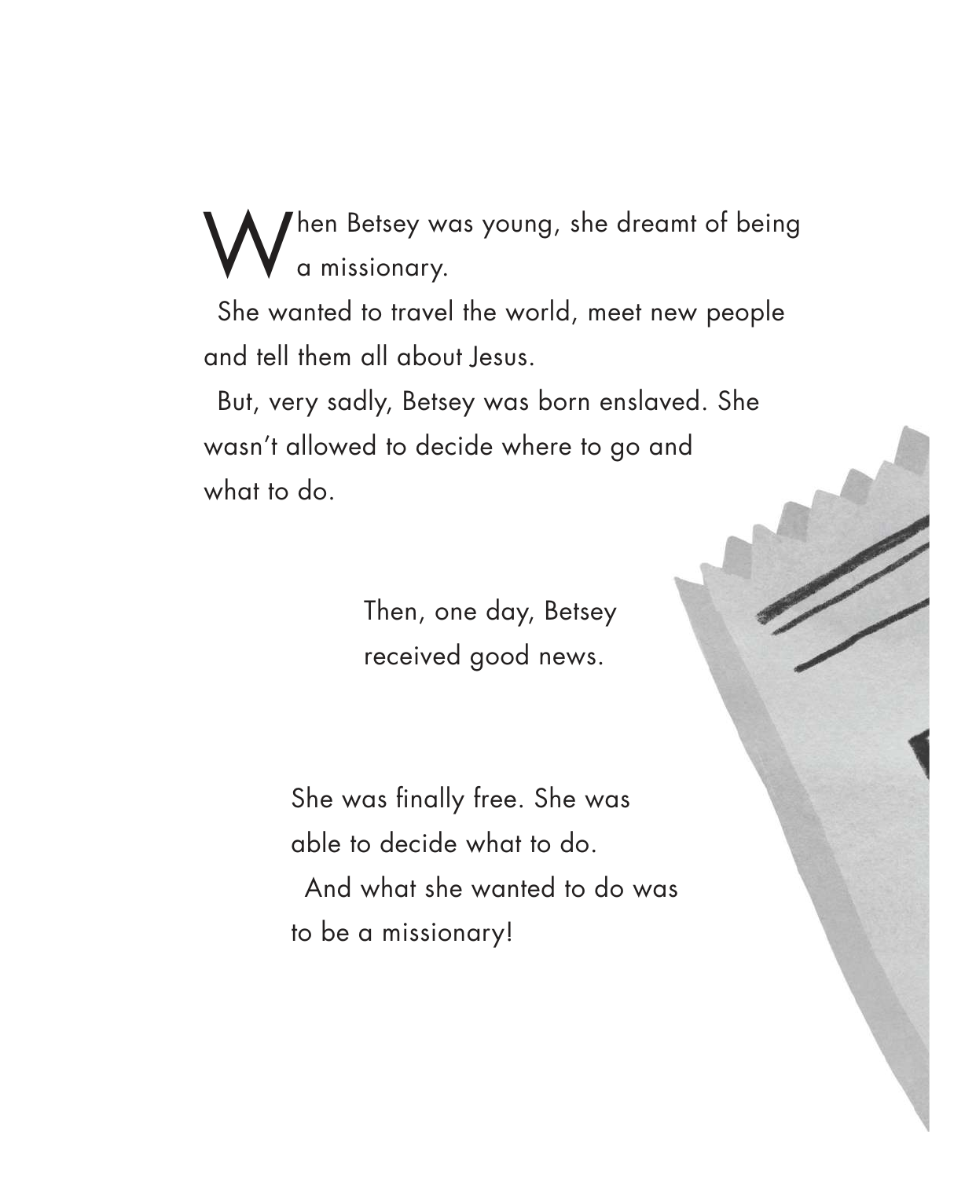When Betsey was young, she dreamt of being a missionary.

She wanted to travel the world, meet new people and tell them all about Jesus.

But, very sadly, Betsey was born enslaved. She wasn't allowed to decide where to go and what to do.

Then, one day, Betsey received good news.

She was finally free. She was able to decide what to do.

And what she wanted to do was to be a missionary!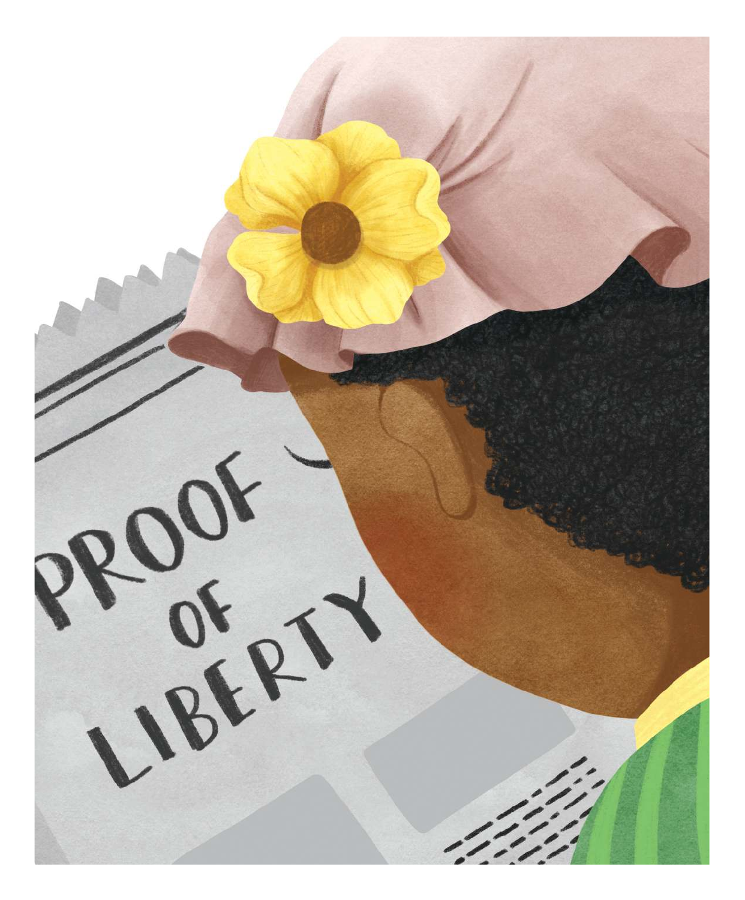PROOF OF LIBERTY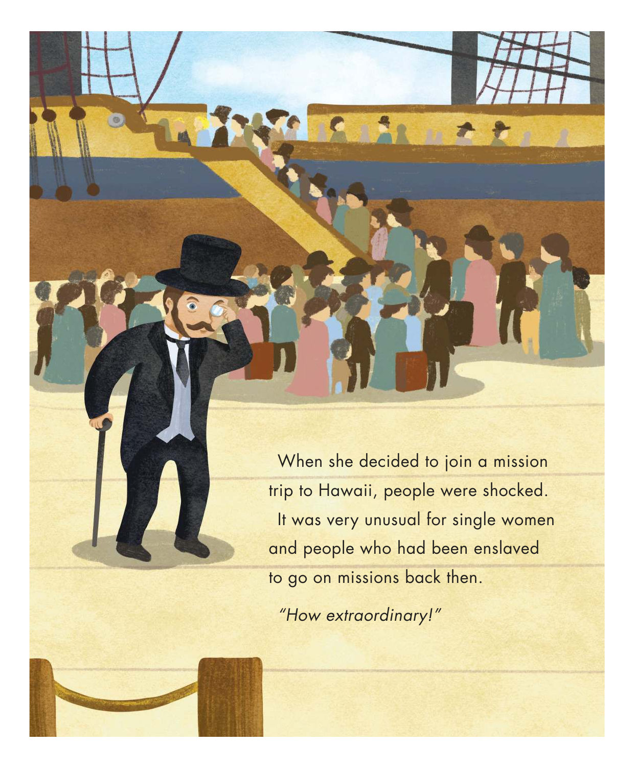When she decided to join a mission trip to Hawaii, people were shocked. It was very unusual for single women and people who had been enslaved to go on missions back then.

*"How extraordinary!"*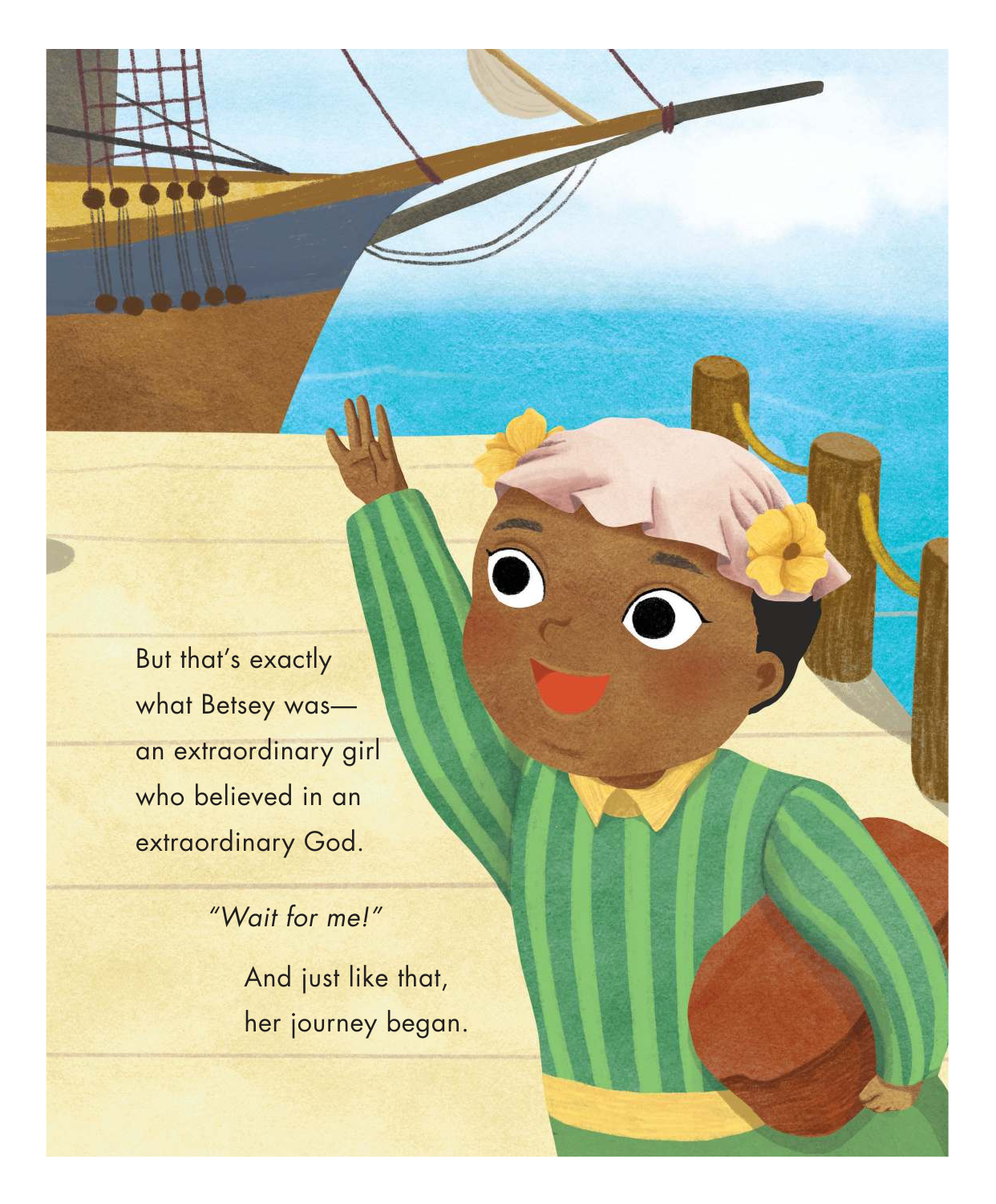But that's exactly what Betsey was—an extraordinary girl who believed in an extraordinary God.

*"Wait for me!"*

And just like that, her journey began.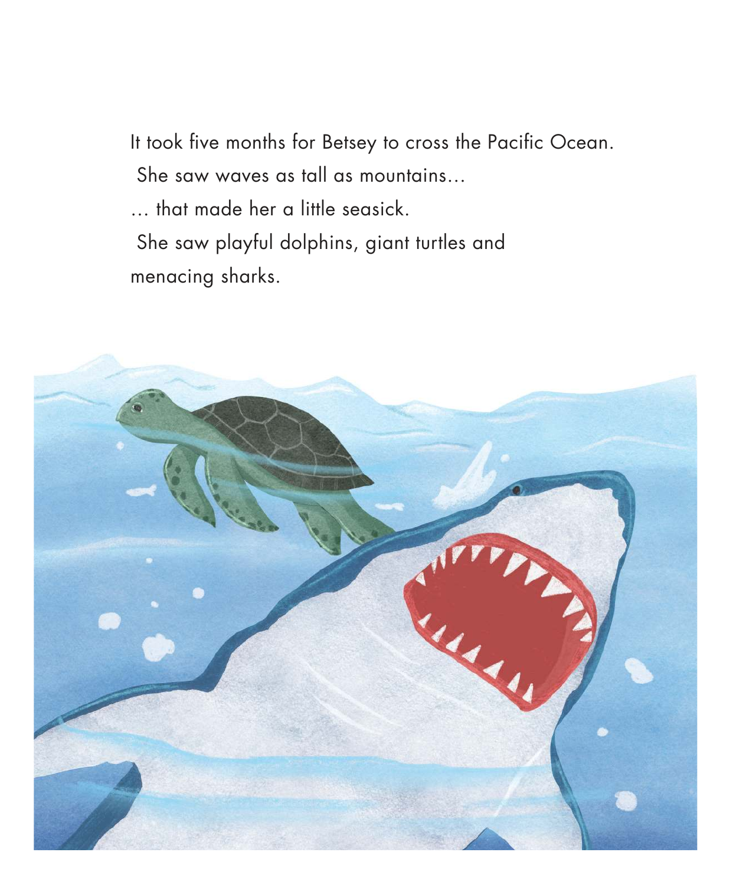It took five months for Betsey to cross the Pacific Ocean.

She saw waves as tall as mountains...

... that made her a little seasick.

She saw playful dolphins, giant turtles and menacing sharks.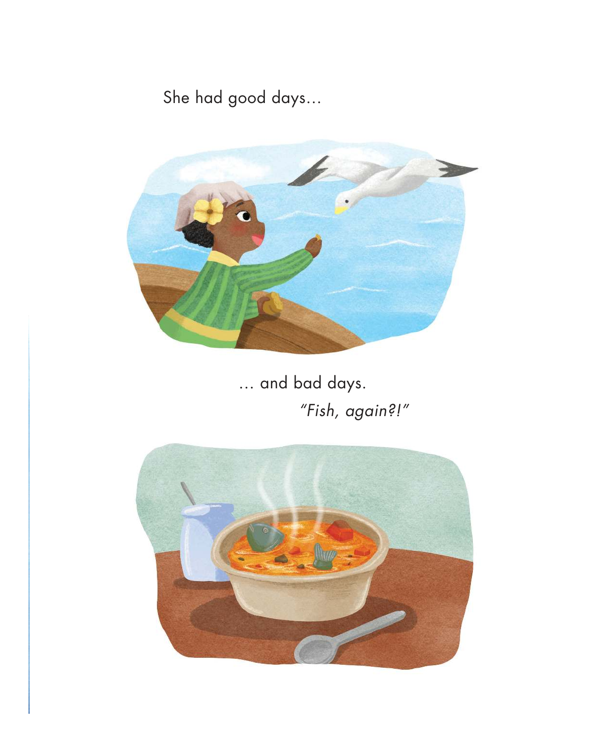She had good days…

… and bad days.

*"Fish, again?!"*